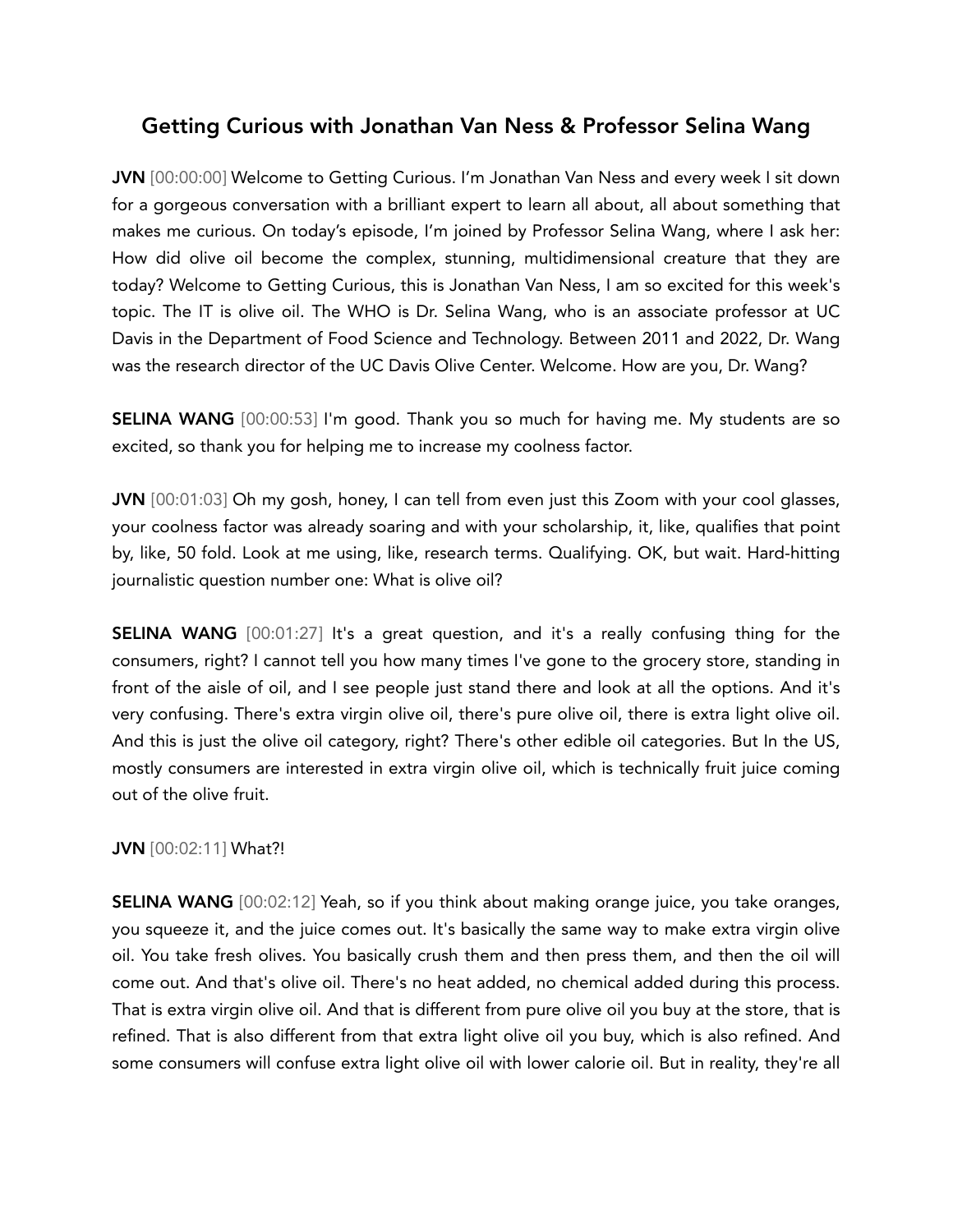# Getting Curious with Jonathan Van Ness & Professor Selina Wang

**JVN** [00:00:00] Welcome to Getting Curious. I'm Jonathan Van Ness and every week I sit down for a gorgeous conversation with a brilliant expert to learn all about, all about something that makes me curious. On today's episode, I'm joined by Professor Selina Wang, where I ask her: How did olive oil become the complex, stunning, multidimensional creature that they are today? Welcome to Getting Curious, this is Jonathan Van Ness, I am so excited for this week's topic. The IT is olive oil. The WHO is Dr. Selina Wang, who is an associate professor at UC Davis in the Department of Food Science and Technology. Between 2011 and 2022, Dr. Wang was the research director of the UC Davis Olive Center. Welcome. How are you, Dr. Wang?

**SELINA WANG** [00:00:53] I'm good. Thank you so much for having me. My students are so excited, so thank you for helping me to increase my coolness factor.

**JVN** [00:01:03] Oh my gosh, honey, I can tell from even just this Zoom with your cool glasses, your coolness factor was already soaring and with your scholarship, it, like, qualifies that point by, like, 50 fold. Look at me using, like, research terms. Qualifying. OK, but wait. Hard-hitting journalistic question number one: What is olive oil?

**SELINA WANG** [00:01:27] It's a great question, and it's a really confusing thing for the consumers, right? I cannot tell you how many times I've gone to the grocery store, standing in front of the aisle of oil, and I see people just stand there and look at all the options. And it's very confusing. There's extra virgin olive oil, there's pure olive oil, there is extra light olive oil. And this is just the olive oil category, right? There's other edible oil categories. But In the US, mostly consumers are interested in extra virgin olive oil, which is technically fruit juice coming out of the olive fruit.

**JVN** [00:02:11] What?!

**SELINA WANG** [00:02:12] Yeah, so if you think about making orange juice, you take oranges, you squeeze it, and the juice comes out. It's basically the same way to make extra virgin olive oil. You take fresh olives. You basically crush them and then press them, and then the oil will come out. And that's olive oil. There's no heat added, no chemical added during this process. That is extra virgin olive oil. And that is different from pure olive oil you buy at the store, that is refined. That is also different from that extra light olive oil you buy, which is also refined. And some consumers will confuse extra light olive oil with lower calorie oil. But in reality, they're all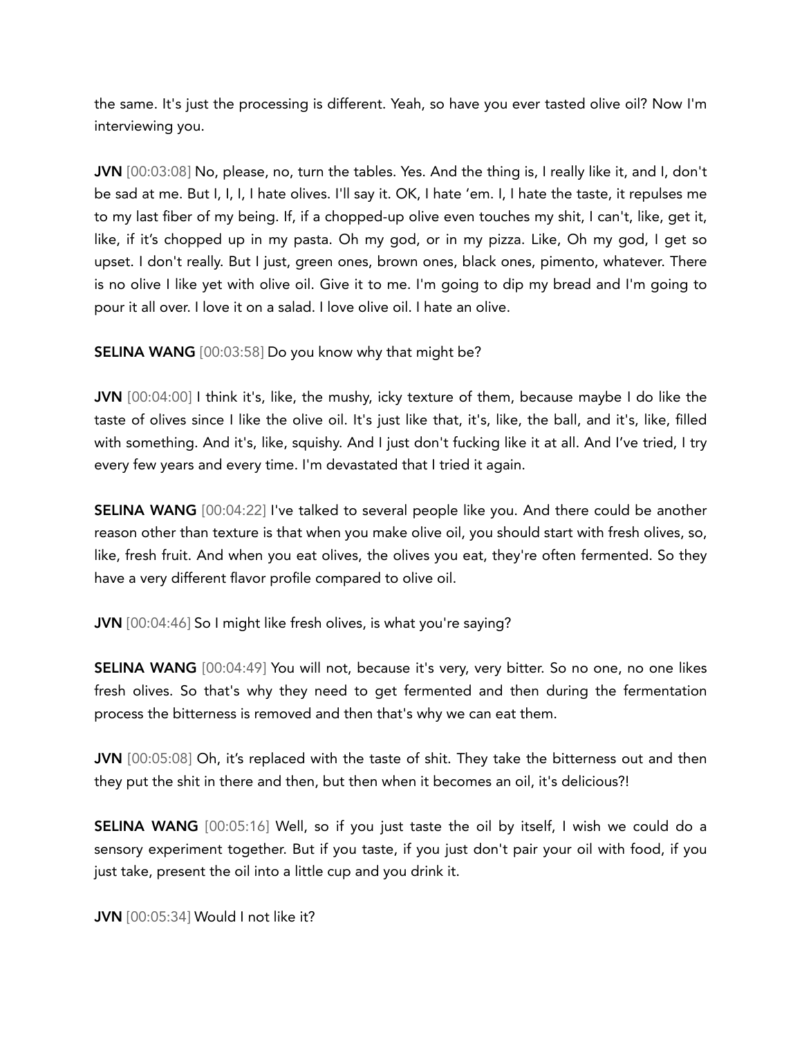the same. It's just the processing is different. Yeah, so have you ever tasted olive oil? Now I'm interviewing you.

**JVN** [00:03:08] No, please, no, turn the tables. Yes. And the thing is, I really like it, and I, don't be sad at me. But I, I, I, I hate olives. I'll say it. OK, I hate 'em. I, I hate the taste, it repulses me to my last fiber of my being. If, if a chopped-up olive even touches my shit, I can't, like, get it, like, if it's chopped up in my pasta. Oh my god, or in my pizza. Like, Oh my god, I get so upset. I don't really. But I just, green ones, brown ones, black ones, pimento, whatever. There is no olive I like yet with olive oil. Give it to me. I'm going to dip my bread and I'm going to pour it all over. I love it on a salad. I love olive oil. I hate an olive.

**SELINA WANG** [00:03:58] Do you know why that might be?

**JVN** [00:04:00] I think it's, like, the mushy, icky texture of them, because maybe I do like the taste of olives since I like the olive oil. It's just like that, it's, like, the ball, and it's, like, filled with something. And it's, like, squishy. And I just don't fucking like it at all. And I've tried, I try every few years and every time. I'm devastated that I tried it again.

**SELINA WANG** [00:04:22] I've talked to several people like you. And there could be another reason other than texture is that when you make olive oil, you should start with fresh olives, so, like, fresh fruit. And when you eat olives, the olives you eat, they're often fermented. So they have a very different flavor profile compared to olive oil.

**JVN** [00:04:46] So I might like fresh olives, is what you're saying?

**SELINA WANG** [00:04:49] You will not, because it's very, very bitter. So no one, no one likes fresh olives. So that's why they need to get fermented and then during the fermentation process the bitterness is removed and then that's why we can eat them.

**JVN** [00:05:08] Oh, it's replaced with the taste of shit. They take the bitterness out and then they put the shit in there and then, but then when it becomes an oil, it's delicious?!

**SELINA WANG** [00:05:16] Well, so if you just taste the oil by itself, I wish we could do a sensory experiment together. But if you taste, if you just don't pair your oil with food, if you just take, present the oil into a little cup and you drink it.

**JVN** [00:05:34] Would I not like it?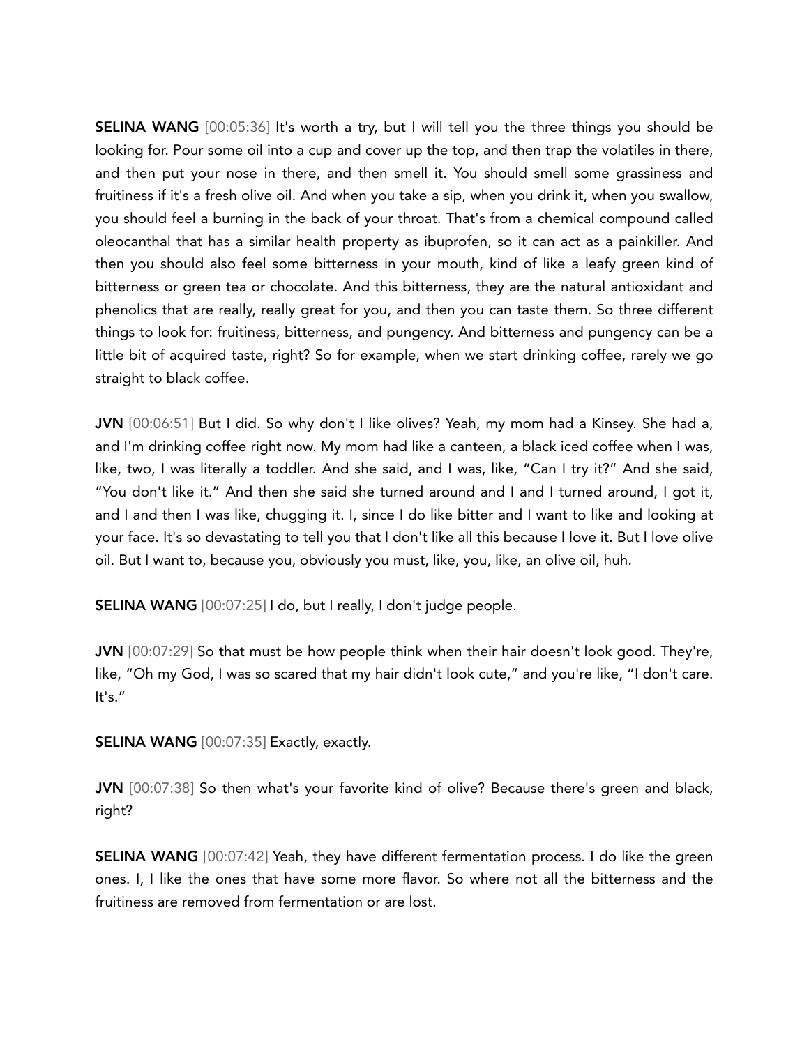**SELINA WANG** [00:05:36] It's worth a try, but I will tell you the three things you should be looking for. Pour some oil into a cup and cover up the top, and then trap the volatiles in there, and then put your nose in there, and then smell it. You should smell some grassiness and fruitiness if it's a fresh olive oil. And when you take a sip, when you drink it, when you swallow, you should feel a burning in the back of your throat. That's from a chemical compound called oleocanthal that has a similar health property as ibuprofen, so it can act as a painkiller. And then you should also feel some bitterness in your mouth, kind of like a leafy green kind of bitterness or green tea or chocolate. And this bitterness, they are the natural antioxidant and phenolics that are really, really great for you, and then you can taste them. So three different things to look for: fruitiness, bitterness, and pungency. And bitterness and pungency can be a little bit of acquired taste, right? So for example, when we start drinking coffee, rarely we go straight to black coffee.

**JVN** [00:06:51] But I did. So why don't I like olives? Yeah, my mom had a Kinsey. She had a, and I'm drinking coffee right now. My mom had like a canteen, a black iced coffee when I was, like, two, I was literally a toddler. And she said, and I was, like, "Can I try it?" And she said, "You don't like it." And then she said she turned around and I and I turned around, I got it, and I and then I was like, chugging it. I, since I do like bitter and I want to like and looking at your face. It's so devastating to tell you that I don't like all this because I love it. But I love olive oil. But I want to, because you, obviously you must, like, you, like, an olive oil, huh.

**SELINA WANG** [00:07:25] I do, but I really, I don't judge people.

**JVN** [00:07:29] So that must be how people think when their hair doesn't look good. They're, like, "Oh my God, I was so scared that my hair didn't look cute," and you're like, "I don't care. It's."

**SELINA WANG** [00:07:35] Exactly, exactly.

**JVN** [00:07:38] So then what's your favorite kind of olive? Because there's green and black, right?

**SELINA WANG** [00:07:42] Yeah, they have different fermentation process. I do like the green ones. I, I like the ones that have some more flavor. So where not all the bitterness and the fruitiness are removed from fermentation or are lost.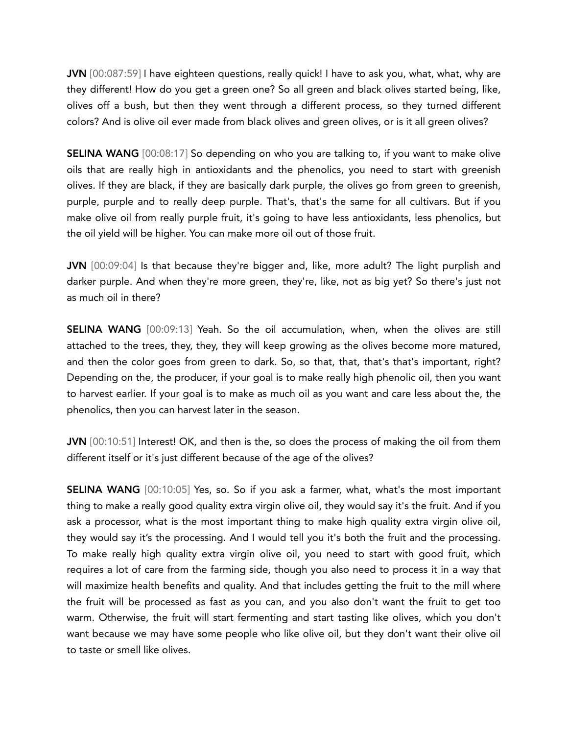**JVN** [00:087:59] I have eighteen questions, really quick! I have to ask you, what, what, why are they different! How do you get a green one? So all green and black olives started being, like, olives off a bush, but then they went through a different process, so they turned different colors? And is olive oil ever made from black olives and green olives, or is it all green olives?

**SELINA WANG** [00:08:17] So depending on who you are talking to, if you want to make olive oils that are really high in antioxidants and the phenolics, you need to start with greenish olives. If they are black, if they are basically dark purple, the olives go from green to greenish, purple, purple and to really deep purple. That's, that's the same for all cultivars. But if you make olive oil from really purple fruit, it's going to have less antioxidants, less phenolics, but the oil yield will be higher. You can make more oil out of those fruit.

**JVN** [00:09:04] Is that because they're bigger and, like, more adult? The light purplish and darker purple. And when they're more green, they're, like, not as big yet? So there's just not as much oil in there?

**SELINA WANG** [00:09:13] Yeah. So the oil accumulation, when, when the olives are still attached to the trees, they, they, they will keep growing as the olives become more matured, and then the color goes from green to dark. So, so that, that, that's that's important, right? Depending on the, the producer, if your goal is to make really high phenolic oil, then you want to harvest earlier. If your goal is to make as much oil as you want and care less about the, the phenolics, then you can harvest later in the season.

**JVN** [00:10:51] Interest! OK, and then is the, so does the process of making the oil from them different itself or it's just different because of the age of the olives?

**SELINA WANG** [00:10:05] Yes, so. So if you ask a farmer, what, what's the most important thing to make a really good quality extra virgin olive oil, they would say it's the fruit. And if you ask a processor, what is the most important thing to make high quality extra virgin olive oil, they would say it's the processing. And I would tell you it's both the fruit and the processing. To make really high quality extra virgin olive oil, you need to start with good fruit, which requires a lot of care from the farming side, though you also need to process it in a way that will maximize health benefits and quality. And that includes getting the fruit to the mill where the fruit will be processed as fast as you can, and you also don't want the fruit to get too warm. Otherwise, the fruit will start fermenting and start tasting like olives, which you don't want because we may have some people who like olive oil, but they don't want their olive oil to taste or smell like olives.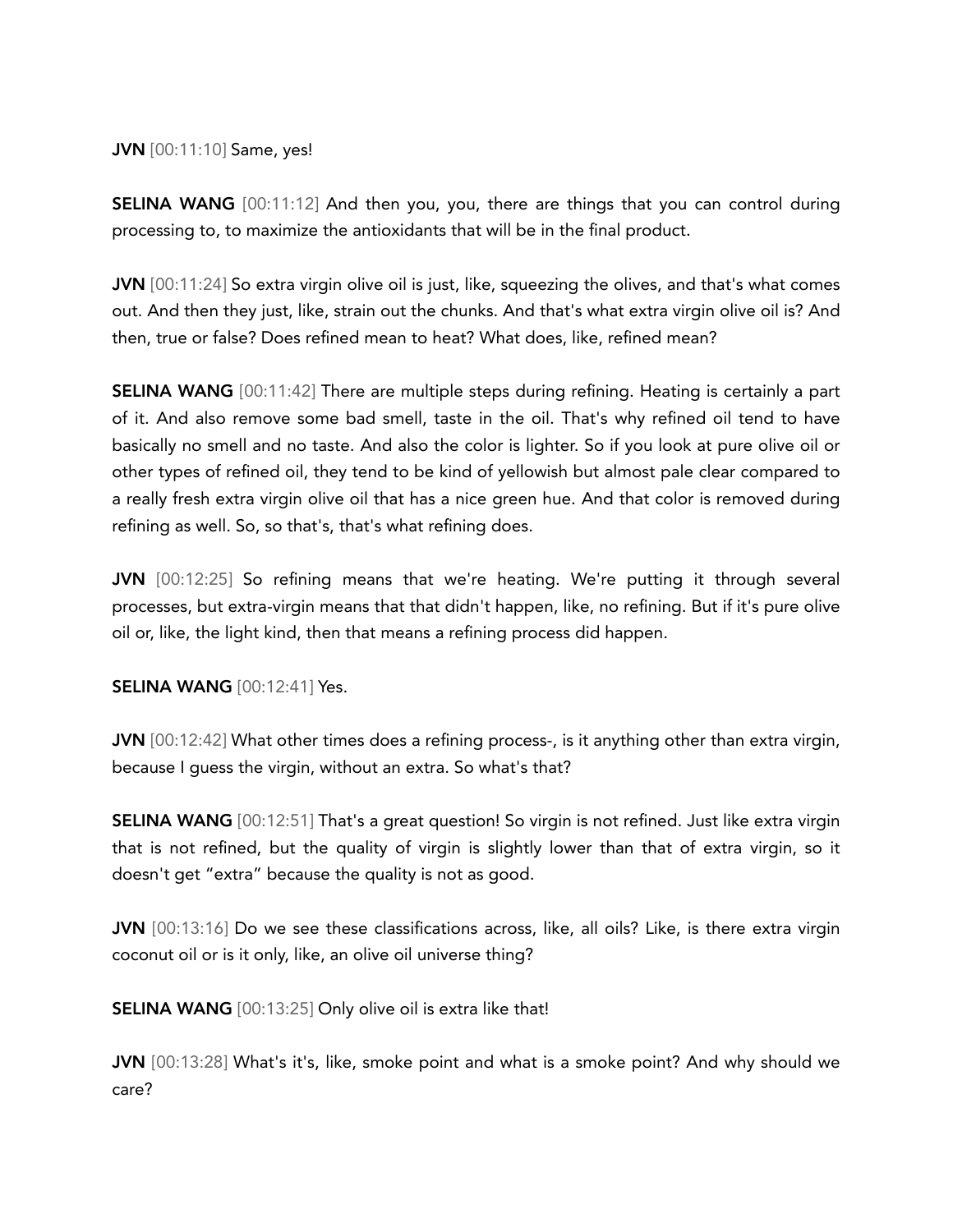**JVN** [00:11:10] Same, yes!

**SELINA WANG** [00:11:12] And then you, you, there are things that you can control during processing to, to maximize the antioxidants that will be in the final product.

**JVN** [00:11:24] So extra virgin olive oil is just, like, squeezing the olives, and that's what comes out. And then they just, like, strain out the chunks. And that's what extra virgin olive oil is? And then, true or false? Does refined mean to heat? What does, like, refined mean?

**SELINA WANG** [00:11:42] There are multiple steps during refining. Heating is certainly a part of it. And also remove some bad smell, taste in the oil. That's why refined oil tend to have basically no smell and no taste. And also the color is lighter. So if you look at pure olive oil or other types of refined oil, they tend to be kind of yellowish but almost pale clear compared to a really fresh extra virgin olive oil that has a nice green hue. And that color is removed during refining as well. So, so that's, that's what refining does.

**JVN** [00:12:25] So refining means that we're heating. We're putting it through several processes, but extra-virgin means that that didn't happen, like, no refining. But if it's pure olive oil or, like, the light kind, then that means a refining process did happen.

**SELINA WANG** [00:12:41] Yes.

**JVN** [00:12:42] What other times does a refining process-, is it anything other than extra virgin, because I guess the virgin, without an extra. So what's that?

**SELINA WANG** [00:12:51] That's a great question! So virgin is not refined. Just like extra virgin that is not refined, but the quality of virgin is slightly lower than that of extra virgin, so it doesn't get "extra" because the quality is not as good.

**JVN** [00:13:16] Do we see these classifications across, like, all oils? Like, is there extra virgin coconut oil or is it only, like, an olive oil universe thing?

**SELINA WANG** [00:13:25] Only olive oil is extra like that!

**JVN** [00:13:28] What's it's, like, smoke point and what is a smoke point? And why should we care?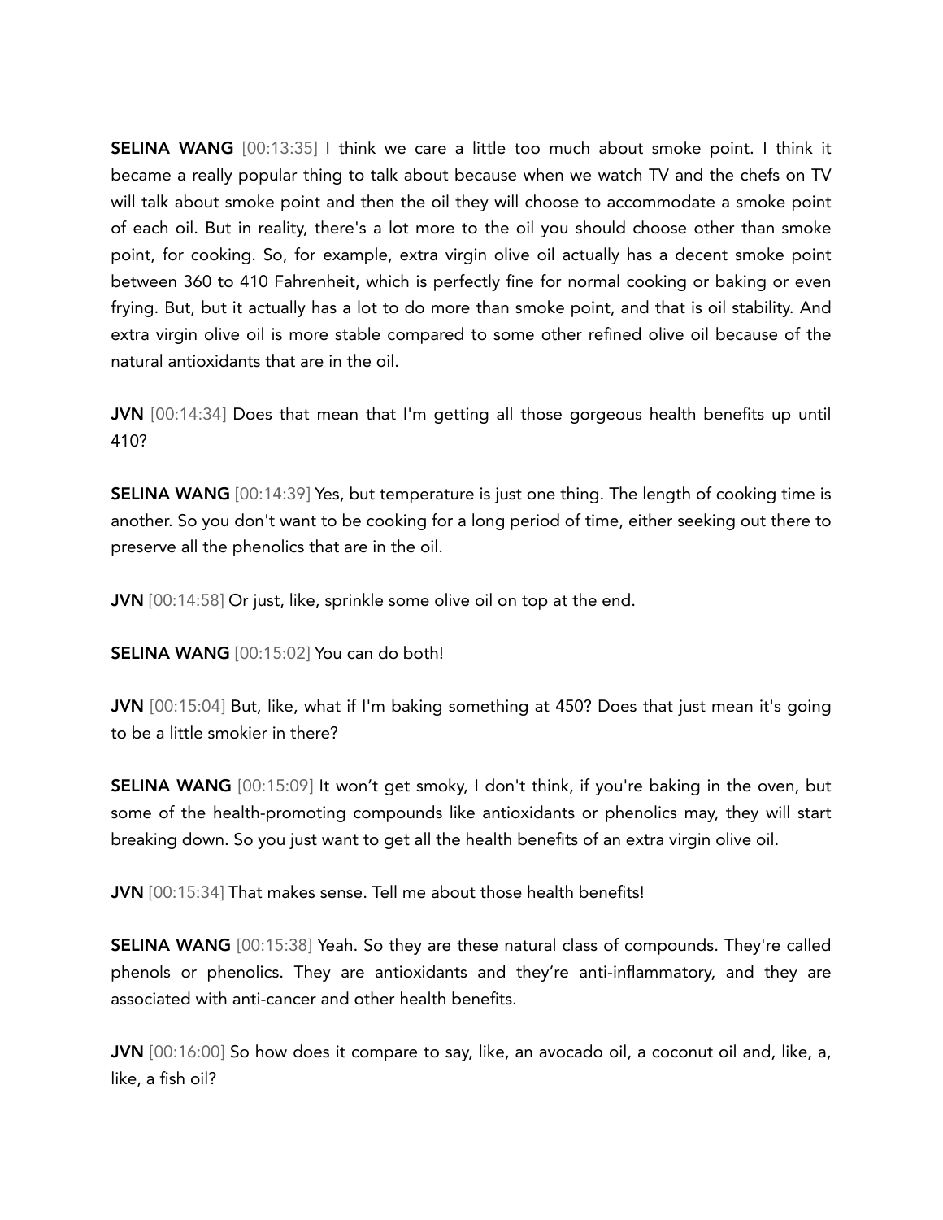**SELINA WANG** [00:13:35] I think we care a little too much about smoke point. I think it became a really popular thing to talk about because when we watch TV and the chefs on TV will talk about smoke point and then the oil they will choose to accommodate a smoke point of each oil. But in reality, there's a lot more to the oil you should choose other than smoke point, for cooking. So, for example, extra virgin olive oil actually has a decent smoke point between 360 to 410 Fahrenheit, which is perfectly fine for normal cooking or baking or even frying. But, but it actually has a lot to do more than smoke point, and that is oil stability. And extra virgin olive oil is more stable compared to some other refined olive oil because of the natural antioxidants that are in the oil.

**JVN** [00:14:34] Does that mean that I'm getting all those gorgeous health benefits up until 410?

**SELINA WANG** [00:14:39] Yes, but temperature is just one thing. The length of cooking time is another. So you don't want to be cooking for a long period of time, either seeking out there to preserve all the phenolics that are in the oil.

**JVN** [00:14:58] Or just, like, sprinkle some olive oil on top at the end.

**SELINA WANG** [00:15:02] You can do both!

**JVN** [00:15:04] But, like, what if I'm baking something at 450? Does that just mean it's going to be a little smokier in there?

**SELINA WANG** [00:15:09] It won't get smoky, I don't think, if you're baking in the oven, but some of the health-promoting compounds like antioxidants or phenolics may, they will start breaking down. So you just want to get all the health benefits of an extra virgin olive oil.

**JVN** [00:15:34] That makes sense. Tell me about those health benefits!

**SELINA WANG** [00:15:38] Yeah. So they are these natural class of compounds. They're called phenols or phenolics. They are antioxidants and they're anti-inflammatory, and they are associated with anti-cancer and other health benefits.

**JVN** [00:16:00] So how does it compare to say, like, an avocado oil, a coconut oil and, like, a, like, a fish oil?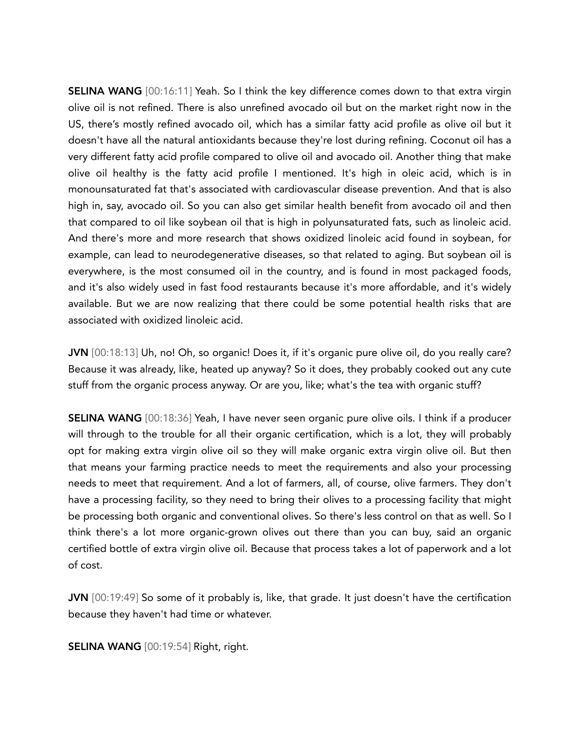**SELINA WANG** [00:16:11] Yeah. So I think the key difference comes down to that extra virgin olive oil is not refined. There is also unrefined avocado oil but on the market right now in the US, there's mostly refined avocado oil, which has a similar fatty acid profile as olive oil but it doesn't have all the natural antioxidants because they're lost during refining. Coconut oil has a very different fatty acid profile compared to olive oil and avocado oil. Another thing that make olive oil healthy is the fatty acid profile I mentioned. It's high in oleic acid, which is in monounsaturated fat that's associated with cardiovascular disease prevention. And that is also high in, say, avocado oil. So you can also get similar health benefit from avocado oil and then that compared to oil like soybean oil that is high in polyunsaturated fats, such as linoleic acid. And there's more and more research that shows oxidized linoleic acid found in soybean, for example, can lead to neurodegenerative diseases, so that related to aging. But soybean oil is everywhere, is the most consumed oil in the country, and is found in most packaged foods, and it's also widely used in fast food restaurants because it's more affordable, and it's widely available. But we are now realizing that there could be some potential health risks that are associated with oxidized linoleic acid.

**JVN** [00:18:13] Uh, no! Oh, so organic! Does it, if it's organic pure olive oil, do you really care? Because it was already, like, heated up anyway? So it does, they probably cooked out any cute stuff from the organic process anyway. Or are you, like; what's the tea with organic stuff?

**SELINA WANG** [00:18:36] Yeah, I have never seen organic pure olive oils. I think if a producer will through to the trouble for all their organic certification, which is a lot, they will probably opt for making extra virgin olive oil so they will make organic extra virgin olive oil. But then that means your farming practice needs to meet the requirements and also your processing needs to meet that requirement. And a lot of farmers, all, of course, olive farmers. They don't have a processing facility, so they need to bring their olives to a processing facility that might be processing both organic and conventional olives. So there's less control on that as well. So I think there's a lot more organic-grown olives out there than you can buy, said an organic certified bottle of extra virgin olive oil. Because that process takes a lot of paperwork and a lot of cost.

**JVN** [00:19:49] So some of it probably is, like, that grade. It just doesn't have the certification because they haven't had time or whatever.

**SELINA WANG** [00:19:54] Right, right.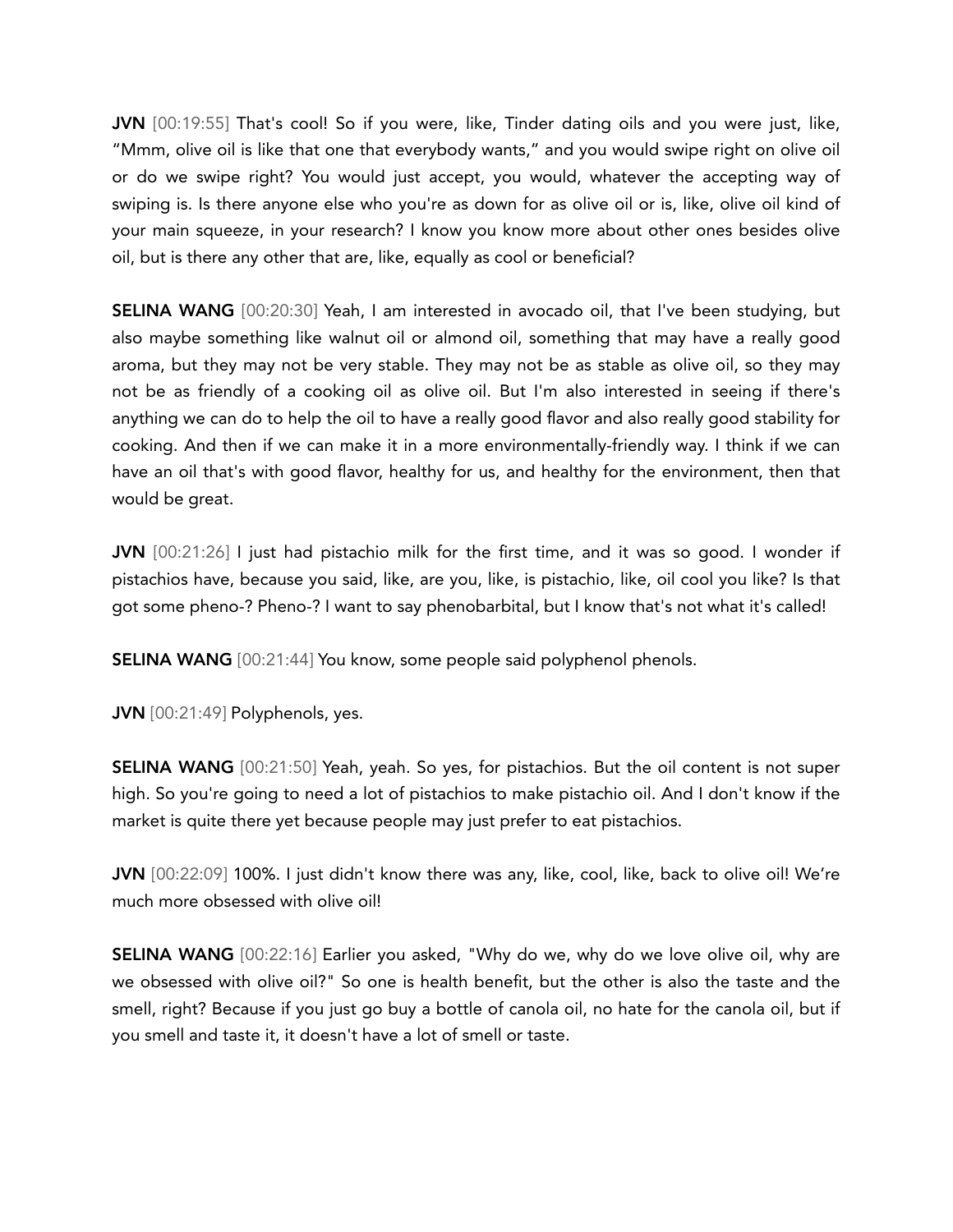**JVN** [00:19:55] That's cool! So if you were, like, Tinder dating oils and you were just, like, "Mmm, olive oil is like that one that everybody wants," and you would swipe right on olive oil or do we swipe right? You would just accept, you would, whatever the accepting way of swiping is. Is there anyone else who you're as down for as olive oil or is, like, olive oil kind of your main squeeze, in your research? I know you know more about other ones besides olive oil, but is there any other that are, like, equally as cool or beneficial?

**SELINA WANG** [00:20:30] Yeah, I am interested in avocado oil, that I've been studying, but also maybe something like walnut oil or almond oil, something that may have a really good aroma, but they may not be very stable. They may not be as stable as olive oil, so they may not be as friendly of a cooking oil as olive oil. But I'm also interested in seeing if there's anything we can do to help the oil to have a really good flavor and also really good stability for cooking. And then if we can make it in a more environmentally-friendly way. I think if we can have an oil that's with good flavor, healthy for us, and healthy for the environment, then that would be great.

**JVN** [00:21:26] I just had pistachio milk for the first time, and it was so good. I wonder if pistachios have, because you said, like, are you, like, is pistachio, like, oil cool you like? Is that got some pheno-? Pheno-? I want to say phenobarbital, but I know that's not what it's called!

**SELINA WANG** [00:21:44] You know, some people said polyphenol phenols.

**JVN** [00:21:49] Polyphenols, yes.

**SELINA WANG** [00:21:50] Yeah, yeah. So yes, for pistachios. But the oil content is not super high. So you're going to need a lot of pistachios to make pistachio oil. And I don't know if the market is quite there yet because people may just prefer to eat pistachios.

**JVN** [00:22:09] 100%. I just didn't know there was any, like, cool, like, back to olive oil! We're much more obsessed with olive oil!

**SELINA WANG** [00:22:16] Earlier you asked, "Why do we, why do we love olive oil, why are we obsessed with olive oil?" So one is health benefit, but the other is also the taste and the smell, right? Because if you just go buy a bottle of canola oil, no hate for the canola oil, but if you smell and taste it, it doesn't have a lot of smell or taste.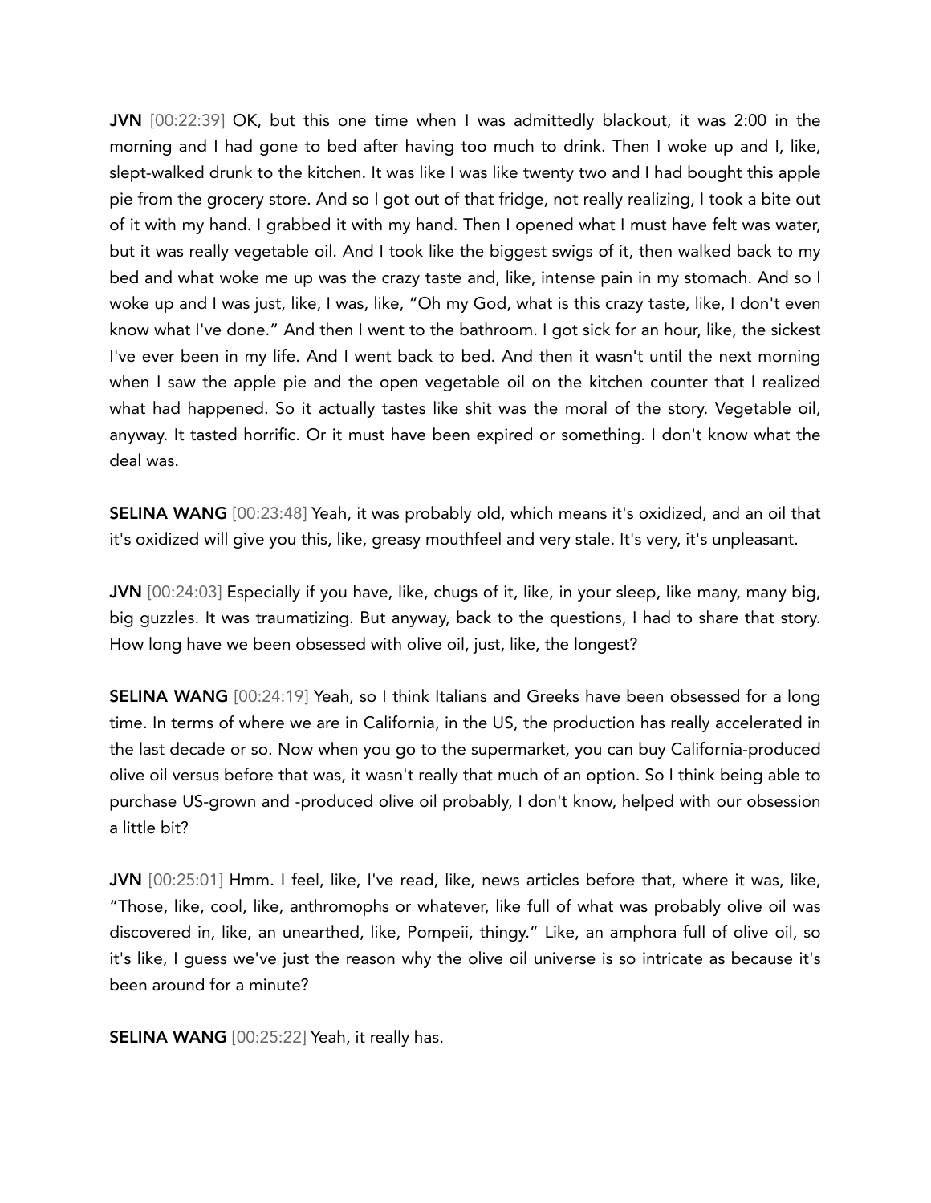**JVN** [00:22:39] OK, but this one time when I was admittedly blackout, it was 2:00 in the morning and I had gone to bed after having too much to drink. Then I woke up and I, like, slept-walked drunk to the kitchen. It was like I was like twenty two and I had bought this apple pie from the grocery store. And so I got out of that fridge, not really realizing, I took a bite out of it with my hand. I grabbed it with my hand. Then I opened what I must have felt was water, but it was really vegetable oil. And I took like the biggest swigs of it, then walked back to my bed and what woke me up was the crazy taste and, like, intense pain in my stomach. And so I woke up and I was just, like, I was, like, "Oh my God, what is this crazy taste, like, I don't even know what I've done." And then I went to the bathroom. I got sick for an hour, like, the sickest I've ever been in my life. And I went back to bed. And then it wasn't until the next morning when I saw the apple pie and the open vegetable oil on the kitchen counter that I realized what had happened. So it actually tastes like shit was the moral of the story. Vegetable oil, anyway. It tasted horrific. Or it must have been expired or something. I don't know what the deal was.

**SELINA WANG** [00:23:48] Yeah, it was probably old, which means it's oxidized, and an oil that it's oxidized will give you this, like, greasy mouthfeel and very stale. It's very, it's unpleasant.

**JVN** [00:24:03] Especially if you have, like, chugs of it, like, in your sleep, like many, many big, big guzzles. It was traumatizing. But anyway, back to the questions, I had to share that story. How long have we been obsessed with olive oil, just, like, the longest?

**SELINA WANG** [00:24:19] Yeah, so I think Italians and Greeks have been obsessed for a long time. In terms of where we are in California, in the US, the production has really accelerated in the last decade or so. Now when you go to the supermarket, you can buy California-produced olive oil versus before that was, it wasn't really that much of an option. So I think being able to purchase US-grown and -produced olive oil probably, I don't know, helped with our obsession a little bit?

**JVN** [00:25:01] Hmm. I feel, like, I've read, like, news articles before that, where it was, like, "Those, like, cool, like, anthromophs or whatever, like full of what was probably olive oil was discovered in, like, an unearthed, like, Pompeii, thingy." Like, an amphora full of olive oil, so it's like, I guess we've just the reason why the olive oil universe is so intricate as because it's been around for a minute?

**SELINA WANG** [00:25:22] Yeah, it really has.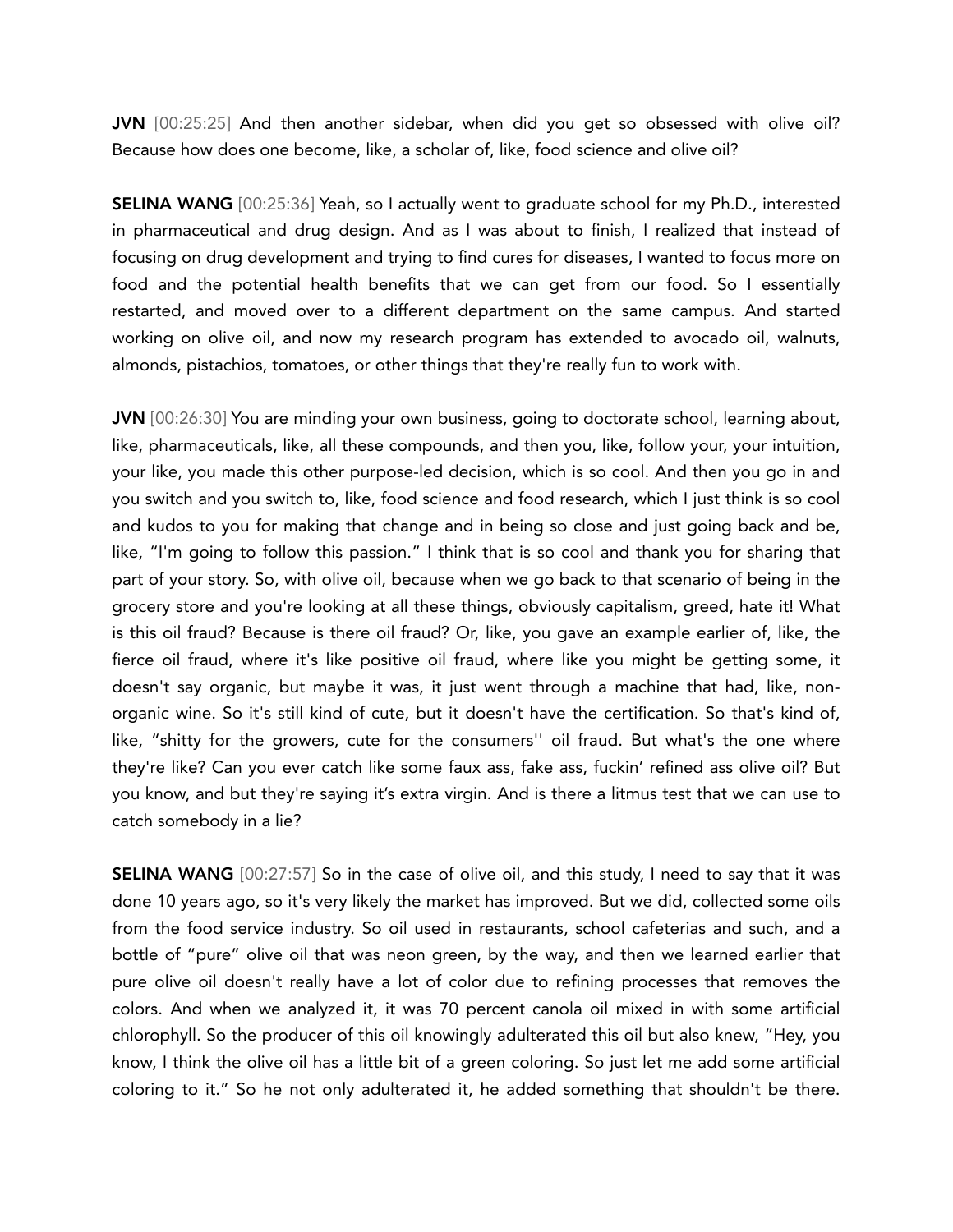**JVN** [00:25:25] And then another sidebar, when did you get so obsessed with olive oil? Because how does one become, like, a scholar of, like, food science and olive oil?

**SELINA WANG** [00:25:36] Yeah, so I actually went to graduate school for my Ph.D., interested in pharmaceutical and drug design. And as I was about to finish, I realized that instead of focusing on drug development and trying to find cures for diseases, I wanted to focus more on food and the potential health benefits that we can get from our food. So I essentially restarted, and moved over to a different department on the same campus. And started working on olive oil, and now my research program has extended to avocado oil, walnuts, almonds, pistachios, tomatoes, or other things that they're really fun to work with.

**JVN** [00:26:30] You are minding your own business, going to doctorate school, learning about, like, pharmaceuticals, like, all these compounds, and then you, like, follow your, your intuition, your like, you made this other purpose-led decision, which is so cool. And then you go in and you switch and you switch to, like, food science and food research, which I just think is so cool and kudos to you for making that change and in being so close and just going back and be, like, "I'm going to follow this passion." I think that is so cool and thank you for sharing that part of your story. So, with olive oil, because when we go back to that scenario of being in the grocery store and you're looking at all these things, obviously capitalism, greed, hate it! What is this oil fraud? Because is there oil fraud? Or, like, you gave an example earlier of, like, the fierce oil fraud, where it's like positive oil fraud, where like you might be getting some, it doesn't say organic, but maybe it was, it just went through a machine that had, like, non-organic wine. So it's still kind of cute, but it doesn't have the certification. So that's kind of, like, "shitty for the growers, cute for the consumers'' oil fraud. But what's the one where they're like? Can you ever catch like some faux ass, fake ass, fuckin' refined ass olive oil? But you know, and but they're saying it's extra virgin. And is there a litmus test that we can use to catch somebody in a lie?

**SELINA WANG** [00:27:57] So in the case of olive oil, and this study, I need to say that it was done 10 years ago, so it's very likely the market has improved. But we did, collected some oils from the food service industry. So oil used in restaurants, school cafeterias and such, and a bottle of "pure" olive oil that was neon green, by the way, and then we learned earlier that pure olive oil doesn't really have a lot of color due to refining processes that removes the colors. And when we analyzed it, it was 70 percent canola oil mixed in with some artificial chlorophyll. So the producer of this oil knowingly adulterated this oil but also knew, "Hey, you know, I think the olive oil has a little bit of a green coloring. So just let me add some artificial coloring to it." So he not only adulterated it, he added something that shouldn't be there.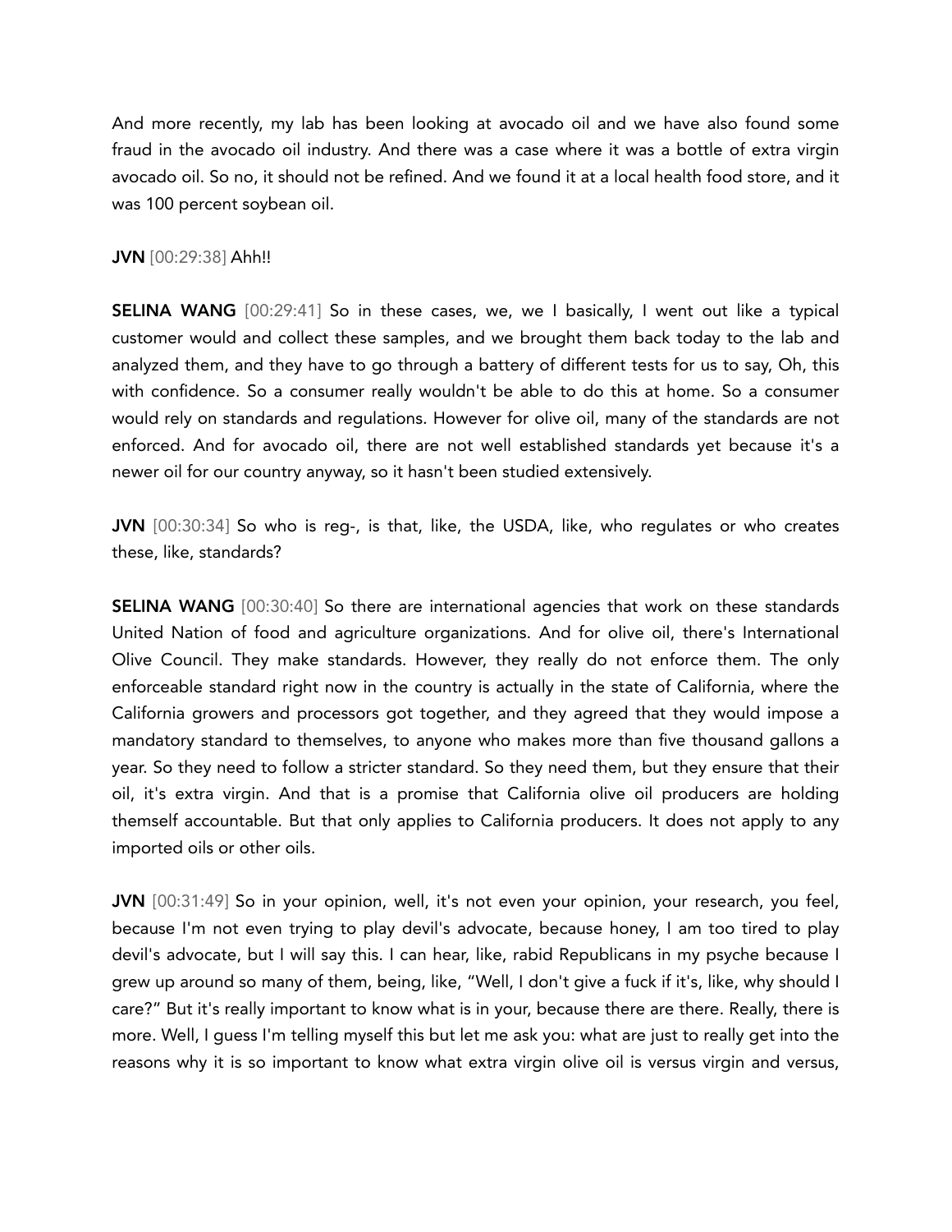And more recently, my lab has been looking at avocado oil and we have also found some fraud in the avocado oil industry. And there was a case where it was a bottle of extra virgin avocado oil. So no, it should not be refined. And we found it at a local health food store, and it was 100 percent soybean oil.

**JVN** [00:29:38] Ahh!!

**SELINA WANG** [00:29:41] So in these cases, we, we I basically, I went out like a typical customer would and collect these samples, and we brought them back today to the lab and analyzed them, and they have to go through a battery of different tests for us to say, Oh, this with confidence. So a consumer really wouldn't be able to do this at home. So a consumer would rely on standards and regulations. However for olive oil, many of the standards are not enforced. And for avocado oil, there are not well established standards yet because it's a newer oil for our country anyway, so it hasn't been studied extensively.

**JVN** [00:30:34] So who is reg-, is that, like, the USDA, like, who regulates or who creates these, like, standards?

**SELINA WANG** [00:30:40] So there are international agencies that work on these standards United Nation of food and agriculture organizations. And for olive oil, there's International Olive Council. They make standards. However, they really do not enforce them. The only enforceable standard right now in the country is actually in the state of California, where the California growers and processors got together, and they agreed that they would impose a mandatory standard to themselves, to anyone who makes more than five thousand gallons a year. So they need to follow a stricter standard. So they need them, but they ensure that their oil, it's extra virgin. And that is a promise that California olive oil producers are holding themself accountable. But that only applies to California producers. It does not apply to any imported oils or other oils.

**JVN** [00:31:49] So in your opinion, well, it's not even your opinion, your research, you feel, because I'm not even trying to play devil's advocate, because honey, I am too tired to play devil's advocate, but I will say this. I can hear, like, rabid Republicans in my psyche because I grew up around so many of them, being, like, "Well, I don't give a fuck if it's, like, why should I care?" But it's really important to know what is in your, because there are there. Really, there is more. Well, I guess I'm telling myself this but let me ask you: what are just to really get into the reasons why it is so important to know what extra virgin olive oil is versus virgin and versus,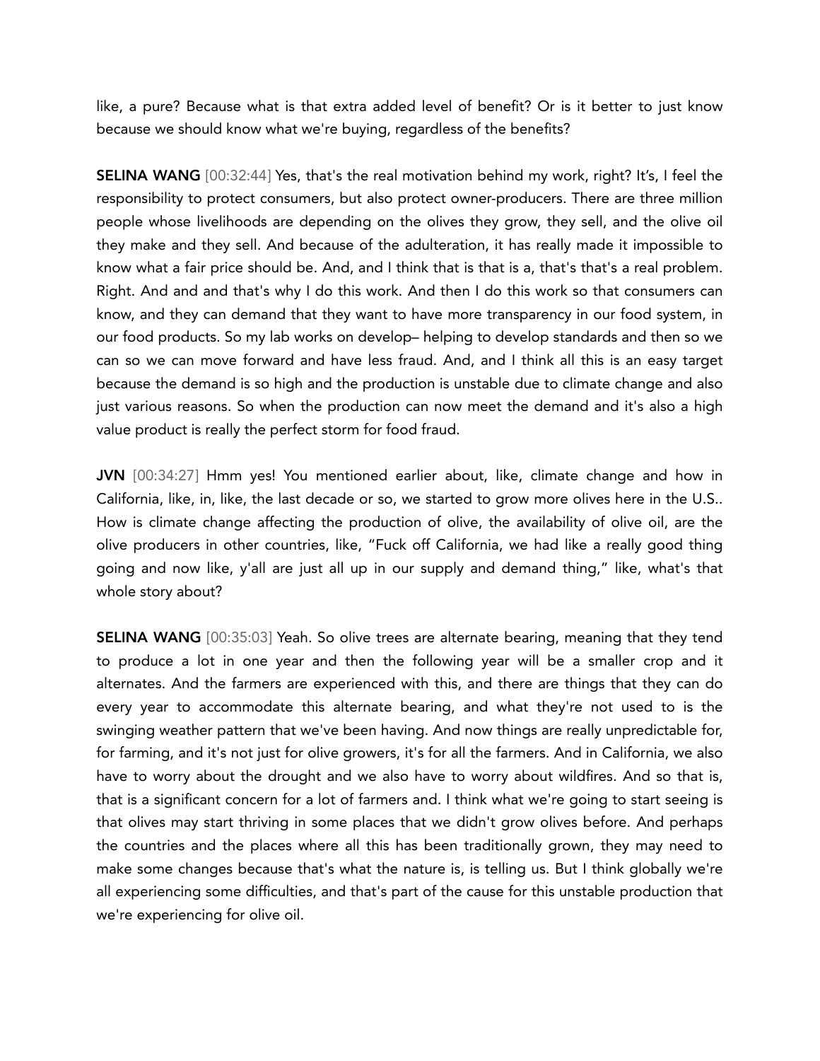like, a pure? Because what is that extra added level of benefit? Or is it better to just know because we should know what we're buying, regardless of the benefits?

**SELINA WANG** [00:32:44] Yes, that's the real motivation behind my work, right? It's, I feel the responsibility to protect consumers, but also protect owner-producers. There are three million people whose livelihoods are depending on the olives they grow, they sell, and the olive oil they make and they sell. And because of the adulteration, it has really made it impossible to know what a fair price should be. And, and I think that is that is a, that's that's a real problem. Right. And and and that's why I do this work. And then I do this work so that consumers can know, and they can demand that they want to have more transparency in our food system, in our food products. So my lab works on develop– helping to develop standards and then so we can so we can move forward and have less fraud. And, and I think all this is an easy target because the demand is so high and the production is unstable due to climate change and also just various reasons. So when the production can now meet the demand and it's also a high value product is really the perfect storm for food fraud.

**JVN** [00:34:27] Hmm yes! You mentioned earlier about, like, climate change and how in California, like, in, like, the last decade or so, we started to grow more olives here in the U.S.. How is climate change affecting the production of olive, the availability of olive oil, are the olive producers in other countries, like, "Fuck off California, we had like a really good thing going and now like, y'all are just all up in our supply and demand thing," like, what's that whole story about?

**SELINA WANG** [00:35:03] Yeah. So olive trees are alternate bearing, meaning that they tend to produce a lot in one year and then the following year will be a smaller crop and it alternates. And the farmers are experienced with this, and there are things that they can do every year to accommodate this alternate bearing, and what they're not used to is the swinging weather pattern that we've been having. And now things are really unpredictable for, for farming, and it's not just for olive growers, it's for all the farmers. And in California, we also have to worry about the drought and we also have to worry about wildfires. And so that is, that is a significant concern for a lot of farmers and. I think what we're going to start seeing is that olives may start thriving in some places that we didn't grow olives before. And perhaps the countries and the places where all this has been traditionally grown, they may need to make some changes because that's what the nature is, is telling us. But I think globally we're all experiencing some difficulties, and that's part of the cause for this unstable production that we're experiencing for olive oil.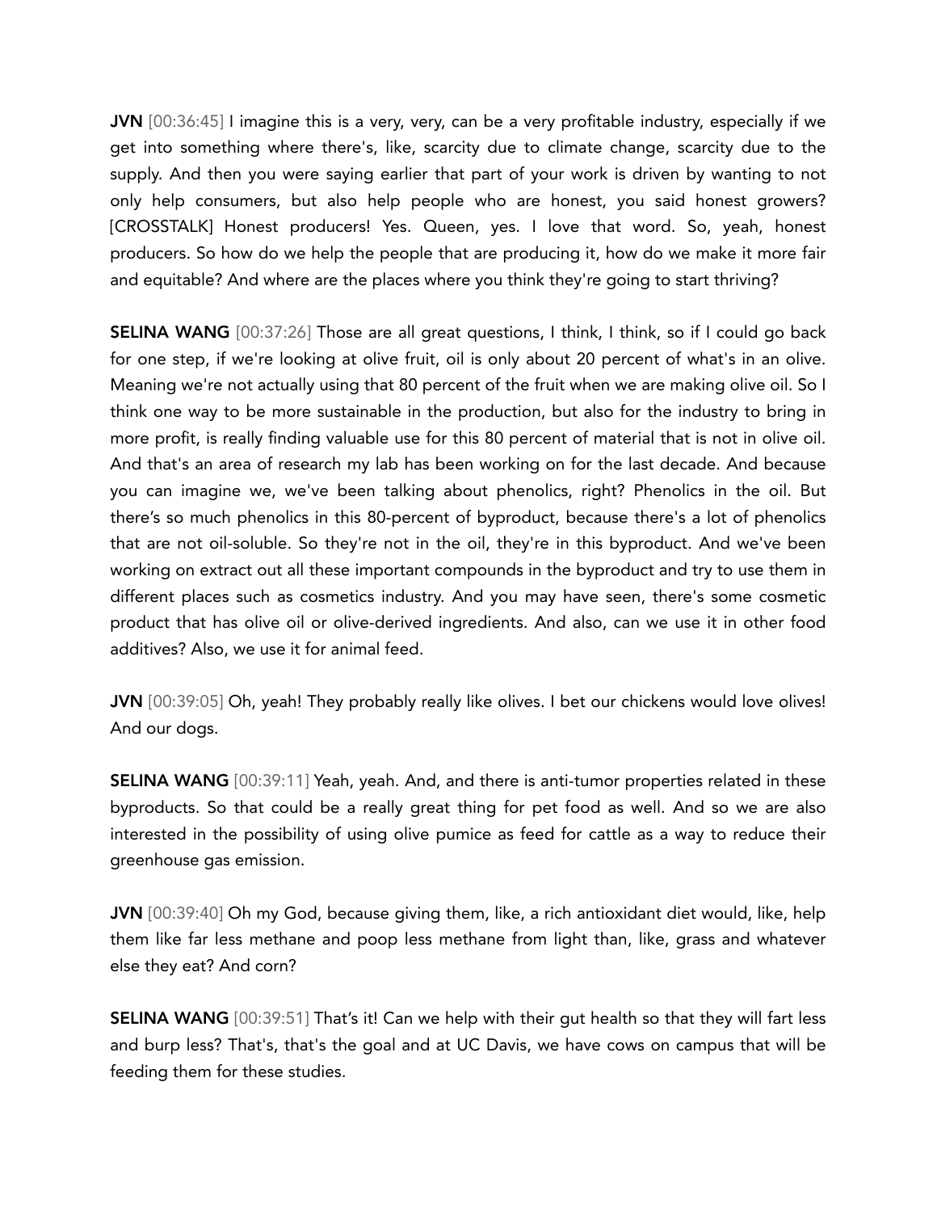**JVN** [00:36:45] I imagine this is a very, very, can be a very profitable industry, especially if we get into something where there's, like, scarcity due to climate change, scarcity due to the supply. And then you were saying earlier that part of your work is driven by wanting to not only help consumers, but also help people who are honest, you said honest growers? [CROSSTALK] Honest producers! Yes. Queen, yes. I love that word. So, yeah, honest producers. So how do we help the people that are producing it, how do we make it more fair and equitable? And where are the places where you think they're going to start thriving?

**SELINA WANG** [00:37:26] Those are all great questions, I think, I think, so if I could go back for one step, if we're looking at olive fruit, oil is only about 20 percent of what's in an olive. Meaning we're not actually using that 80 percent of the fruit when we are making olive oil. So I think one way to be more sustainable in the production, but also for the industry to bring in more profit, is really finding valuable use for this 80 percent of material that is not in olive oil. And that's an area of research my lab has been working on for the last decade. And because you can imagine we, we've been talking about phenolics, right? Phenolics in the oil. But there's so much phenolics in this 80-percent of byproduct, because there's a lot of phenolics that are not oil-soluble. So they're not in the oil, they're in this byproduct. And we've been working on extract out all these important compounds in the byproduct and try to use them in different places such as cosmetics industry. And you may have seen, there's some cosmetic product that has olive oil or olive-derived ingredients. And also, can we use it in other food additives? Also, we use it for animal feed.

**JVN** [00:39:05] Oh, yeah! They probably really like olives. I bet our chickens would love olives! And our dogs.

**SELINA WANG** [00:39:11] Yeah, yeah. And, and there is anti-tumor properties related in these byproducts. So that could be a really great thing for pet food as well. And so we are also interested in the possibility of using olive pumice as feed for cattle as a way to reduce their greenhouse gas emission.

**JVN** [00:39:40] Oh my God, because giving them, like, a rich antioxidant diet would, like, help them like far less methane and poop less methane from light than, like, grass and whatever else they eat? And corn?

**SELINA WANG** [00:39:51] That's it! Can we help with their gut health so that they will fart less and burp less? That's, that's the goal and at UC Davis, we have cows on campus that will be feeding them for these studies.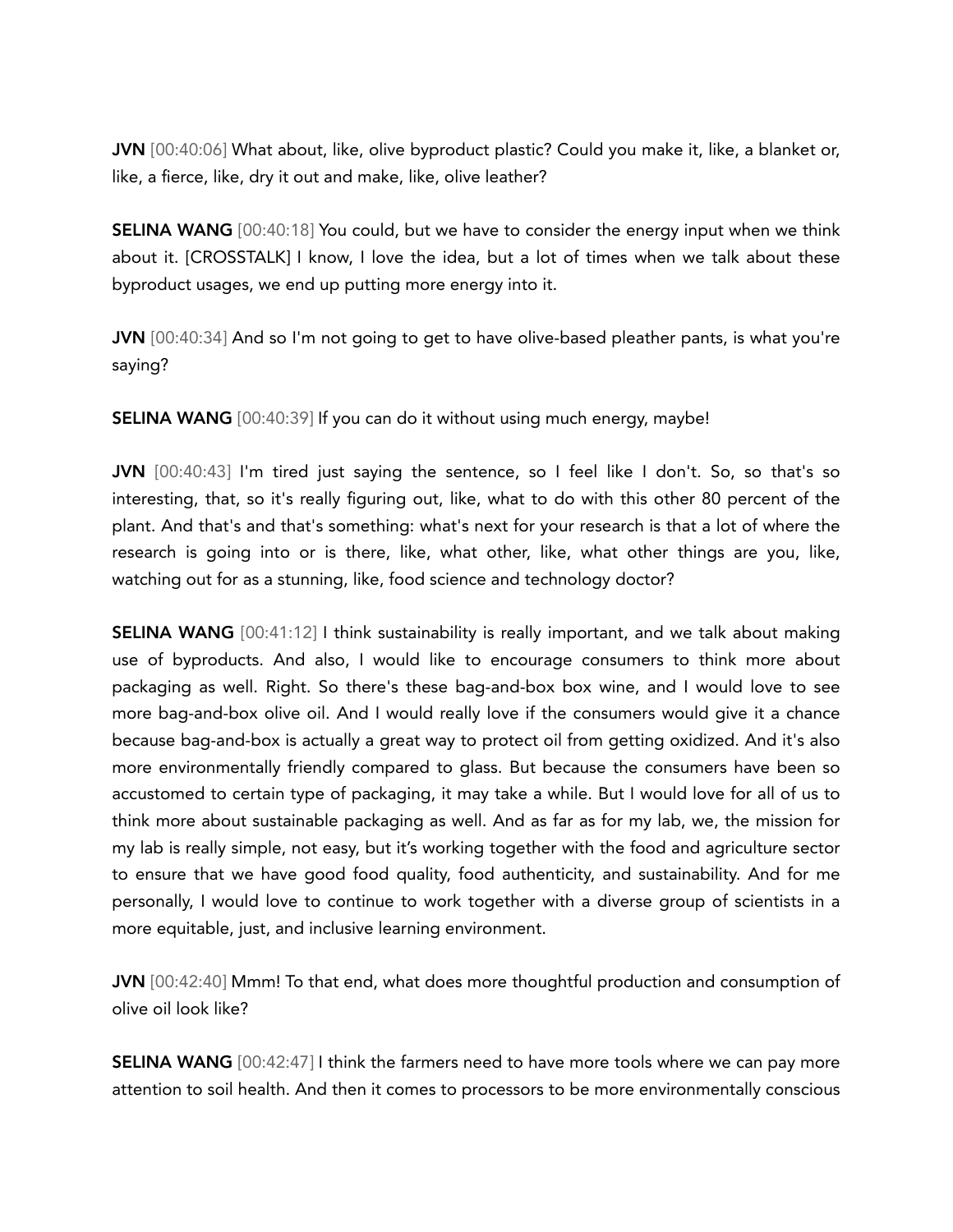**JVN** [00:40:06] What about, like, olive byproduct plastic? Could you make it, like, a blanket or, like, a fierce, like, dry it out and make, like, olive leather?

**SELINA WANG** [00:40:18] You could, but we have to consider the energy input when we think about it. [CROSSTALK] I know, I love the idea, but a lot of times when we talk about these byproduct usages, we end up putting more energy into it.

**JVN** [00:40:34] And so I'm not going to get to have olive-based pleather pants, is what you're saying?

**SELINA WANG** [00:40:39] If you can do it without using much energy, maybe!

**JVN** [00:40:43] I'm tired just saying the sentence, so I feel like I don't. So, so that's so interesting, that, so it's really figuring out, like, what to do with this other 80 percent of the plant. And that's and that's something: what's next for your research is that a lot of where the research is going into or is there, like, what other, like, what other things are you, like, watching out for as a stunning, like, food science and technology doctor?

**SELINA WANG** [00:41:12] I think sustainability is really important, and we talk about making use of byproducts. And also, I would like to encourage consumers to think more about packaging as well. Right. So there's these bag-and-box box wine, and I would love to see more bag-and-box olive oil. And I would really love if the consumers would give it a chance because bag-and-box is actually a great way to protect oil from getting oxidized. And it's also more environmentally friendly compared to glass. But because the consumers have been so accustomed to certain type of packaging, it may take a while. But I would love for all of us to think more about sustainable packaging as well. And as far as for my lab, we, the mission for my lab is really simple, not easy, but it's working together with the food and agriculture sector to ensure that we have good food quality, food authenticity, and sustainability. And for me personally, I would love to continue to work together with a diverse group of scientists in a more equitable, just, and inclusive learning environment.

**JVN** [00:42:40] Mmm! To that end, what does more thoughtful production and consumption of olive oil look like?

**SELINA WANG** [00:42:47] I think the farmers need to have more tools where we can pay more attention to soil health. And then it comes to processors to be more environmentally conscious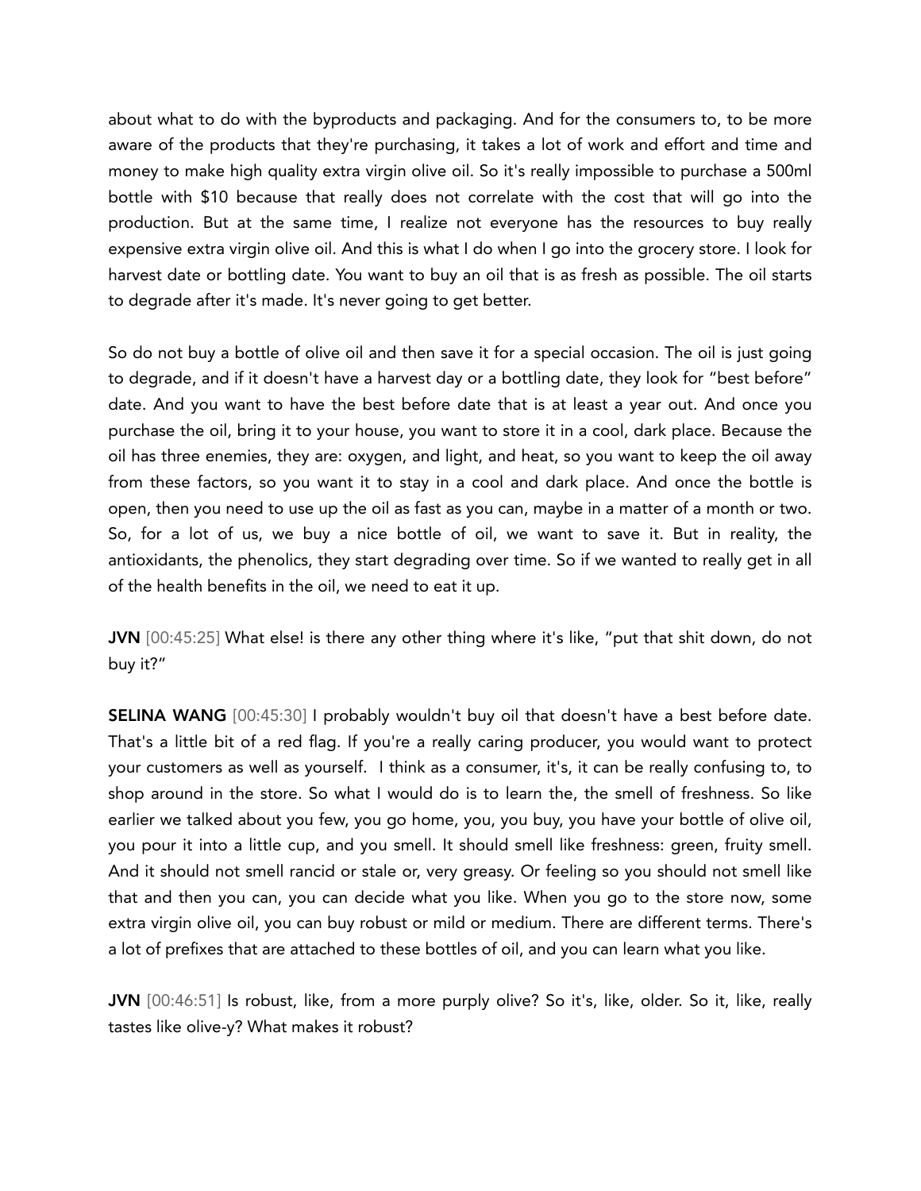about what to do with the byproducts and packaging. And for the consumers to, to be more aware of the products that they're purchasing, it takes a lot of work and effort and time and money to make high quality extra virgin olive oil. So it's really impossible to purchase a 500ml bottle with $10 because that really does not correlate with the cost that will go into the production. But at the same time, I realize not everyone has the resources to buy really expensive extra virgin olive oil. And this is what I do when I go into the grocery store. I look for harvest date or bottling date. You want to buy an oil that is as fresh as possible. The oil starts to degrade after it's made. It's never going to get better.

So do not buy a bottle of olive oil and then save it for a special occasion. The oil is just going to degrade, and if it doesn't have a harvest day or a bottling date, they look for "best before" date. And you want to have the best before date that is at least a year out. And once you purchase the oil, bring it to your house, you want to store it in a cool, dark place. Because the oil has three enemies, they are: oxygen, and light, and heat, so you want to keep the oil away from these factors, so you want it to stay in a cool and dark place. And once the bottle is open, then you need to use up the oil as fast as you can, maybe in a matter of a month or two. So, for a lot of us, we buy a nice bottle of oil, we want to save it. But in reality, the antioxidants, the phenolics, they start degrading over time. So if we wanted to really get in all of the health benefits in the oil, we need to eat it up.

**JVN** [00:45:25] What else! is there any other thing where it's like, "put that shit down, do not buy it?"

**SELINA WANG** [00:45:30] I probably wouldn't buy oil that doesn't have a best before date. That's a little bit of a red flag. If you're a really caring producer, you would want to protect your customers as well as yourself. I think as a consumer, it's, it can be really confusing to, to shop around in the store. So what I would do is to learn the, the smell of freshness. So like earlier we talked about you few, you go home, you, you buy, you have your bottle of olive oil, you pour it into a little cup, and you smell. It should smell like freshness: green, fruity smell. And it should not smell rancid or stale or, very greasy. Or feeling so you should not smell like that and then you can, you can decide what you like. When you go to the store now, some extra virgin olive oil, you can buy robust or mild or medium. There are different terms. There's a lot of prefixes that are attached to these bottles of oil, and you can learn what you like.

**JVN** [00:46:51] Is robust, like, from a more purply olive? So it's, like, older. So it, like, really tastes like olive-y? What makes it robust?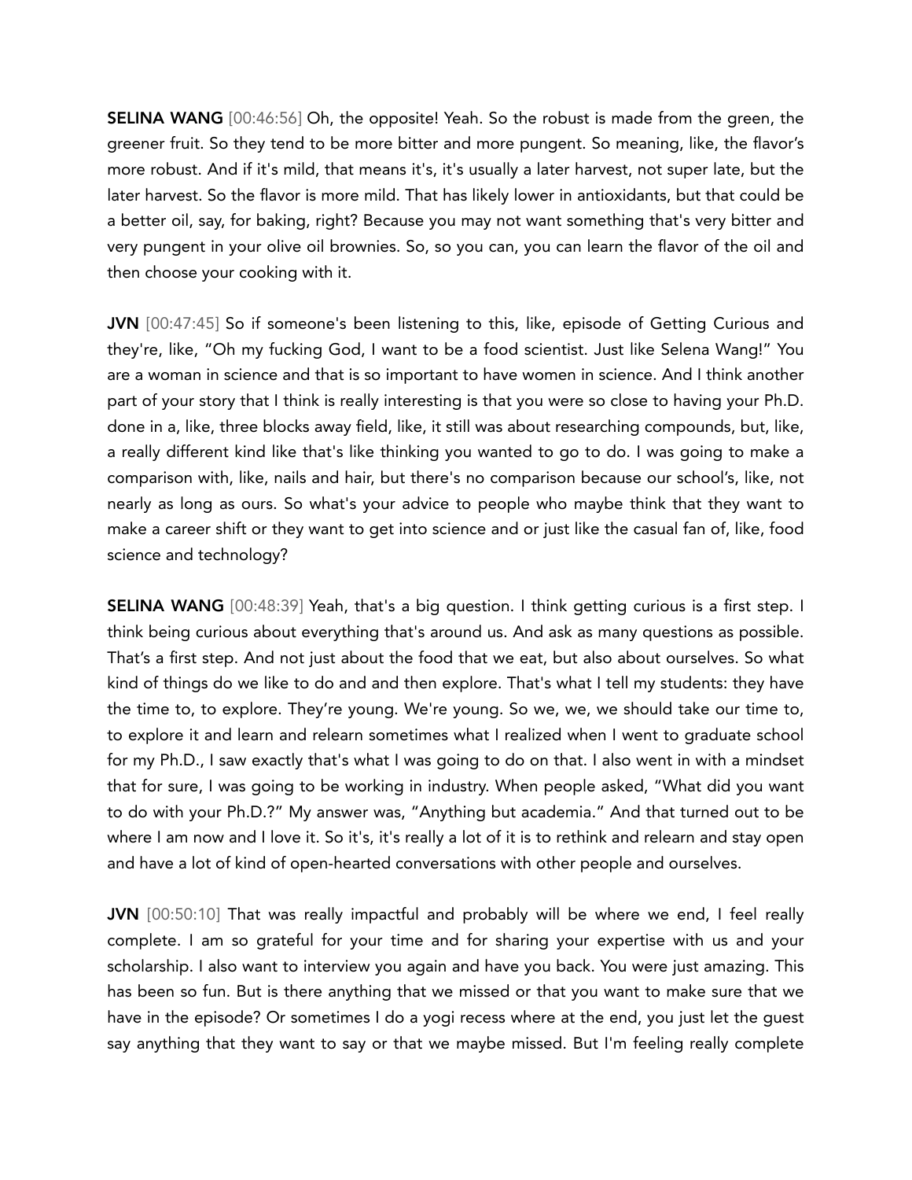**SELINA WANG** [00:46:56] Oh, the opposite! Yeah. So the robust is made from the green, the greener fruit. So they tend to be more bitter and more pungent. So meaning, like, the flavor's more robust. And if it's mild, that means it's, it's usually a later harvest, not super late, but the later harvest. So the flavor is more mild. That has likely lower in antioxidants, but that could be a better oil, say, for baking, right? Because you may not want something that's very bitter and very pungent in your olive oil brownies. So, so you can, you can learn the flavor of the oil and then choose your cooking with it.

**JVN** [00:47:45] So if someone's been listening to this, like, episode of Getting Curious and they're, like, "Oh my fucking God, I want to be a food scientist. Just like Selena Wang!" You are a woman in science and that is so important to have women in science. And I think another part of your story that I think is really interesting is that you were so close to having your Ph.D. done in a, like, three blocks away field, like, it still was about researching compounds, but, like, a really different kind like that's like thinking you wanted to go to do. I was going to make a comparison with, like, nails and hair, but there's no comparison because our school's, like, not nearly as long as ours. So what's your advice to people who maybe think that they want to make a career shift or they want to get into science and or just like the casual fan of, like, food science and technology?

**SELINA WANG** [00:48:39] Yeah, that's a big question. I think getting curious is a first step. I think being curious about everything that's around us. And ask as many questions as possible. That's a first step. And not just about the food that we eat, but also about ourselves. So what kind of things do we like to do and and then explore. That's what I tell my students: they have the time to, to explore. They're young. We're young. So we, we, we should take our time to, to explore it and learn and relearn sometimes what I realized when I went to graduate school for my Ph.D., I saw exactly that's what I was going to do on that. I also went in with a mindset that for sure, I was going to be working in industry. When people asked, "What did you want to do with your Ph.D.?" My answer was, "Anything but academia." And that turned out to be where I am now and I love it. So it's, it's really a lot of it is to rethink and relearn and stay open and have a lot of kind of open-hearted conversations with other people and ourselves.

**JVN** [00:50:10] That was really impactful and probably will be where we end, I feel really complete. I am so grateful for your time and for sharing your expertise with us and your scholarship. I also want to interview you again and have you back. You were just amazing. This has been so fun. But is there anything that we missed or that you want to make sure that we have in the episode? Or sometimes I do a yogi recess where at the end, you just let the guest say anything that they want to say or that we maybe missed. But I'm feeling really complete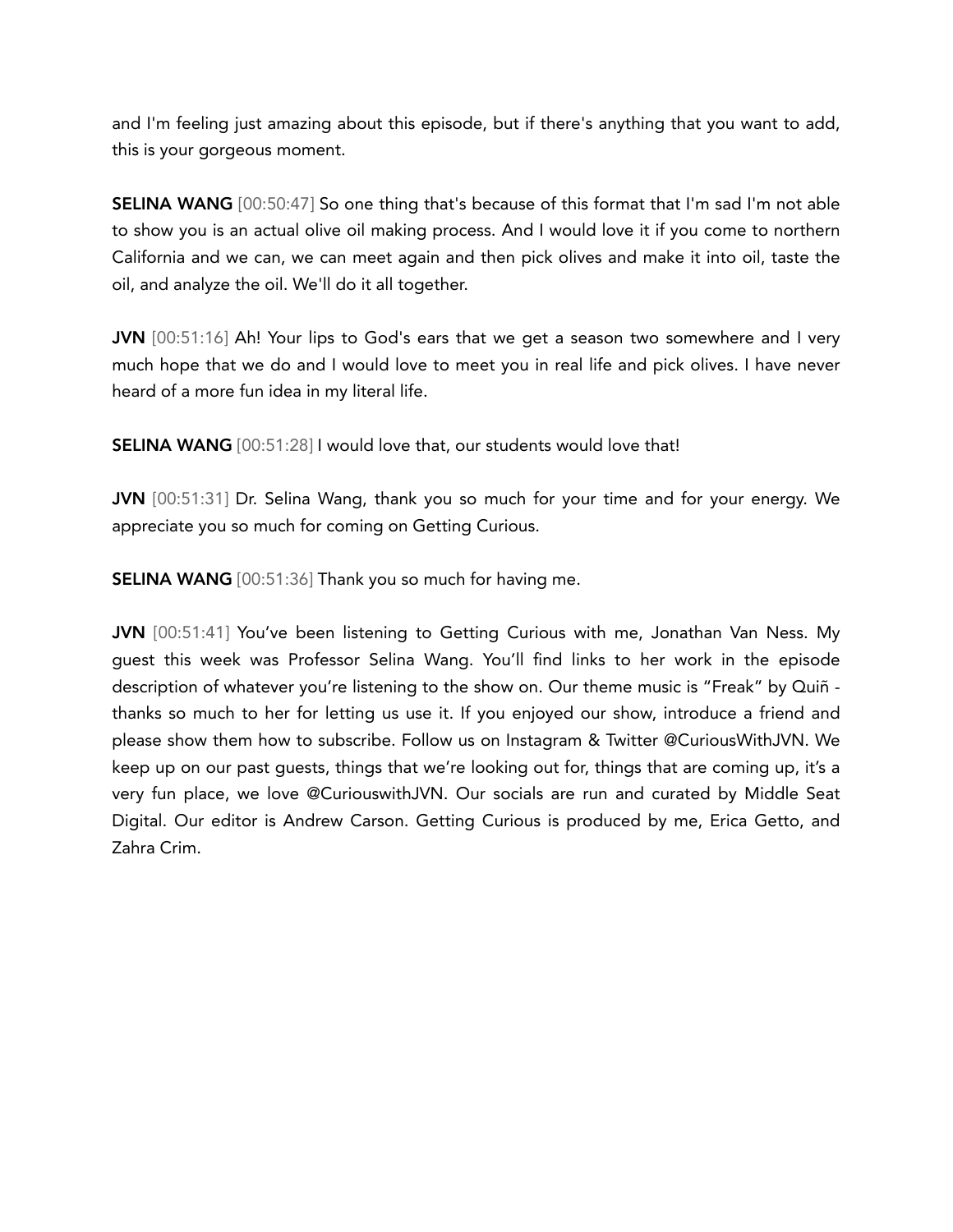and I'm feeling just amazing about this episode, but if there's anything that you want to add, this is your gorgeous moment.

**SELINA WANG** [00:50:47] So one thing that's because of this format that I'm sad I'm not able to show you is an actual olive oil making process. And I would love it if you come to northern California and we can, we can meet again and then pick olives and make it into oil, taste the oil, and analyze the oil. We'll do it all together.

**JVN** [00:51:16] Ah! Your lips to God's ears that we get a season two somewhere and I very much hope that we do and I would love to meet you in real life and pick olives. I have never heard of a more fun idea in my literal life.

**SELINA WANG** [00:51:28] I would love that, our students would love that!

**JVN** [00:51:31] Dr. Selina Wang, thank you so much for your time and for your energy. We appreciate you so much for coming on Getting Curious.

**SELINA WANG** [00:51:36] Thank you so much for having me.

**JVN** [00:51:41] You've been listening to Getting Curious with me, Jonathan Van Ness. My guest this week was Professor Selina Wang. You'll find links to her work in the episode description of whatever you're listening to the show on. Our theme music is "Freak" by Quiñ - thanks so much to her for letting us use it. If you enjoyed our show, introduce a friend and please show them how to subscribe. Follow us on Instagram & Twitter @CuriousWithJVN. We keep up on our past guests, things that we're looking out for, things that are coming up, it's a very fun place, we love @CuriouswithJVN. Our socials are run and curated by Middle Seat Digital. Our editor is Andrew Carson. Getting Curious is produced by me, Erica Getto, and Zahra Crim.